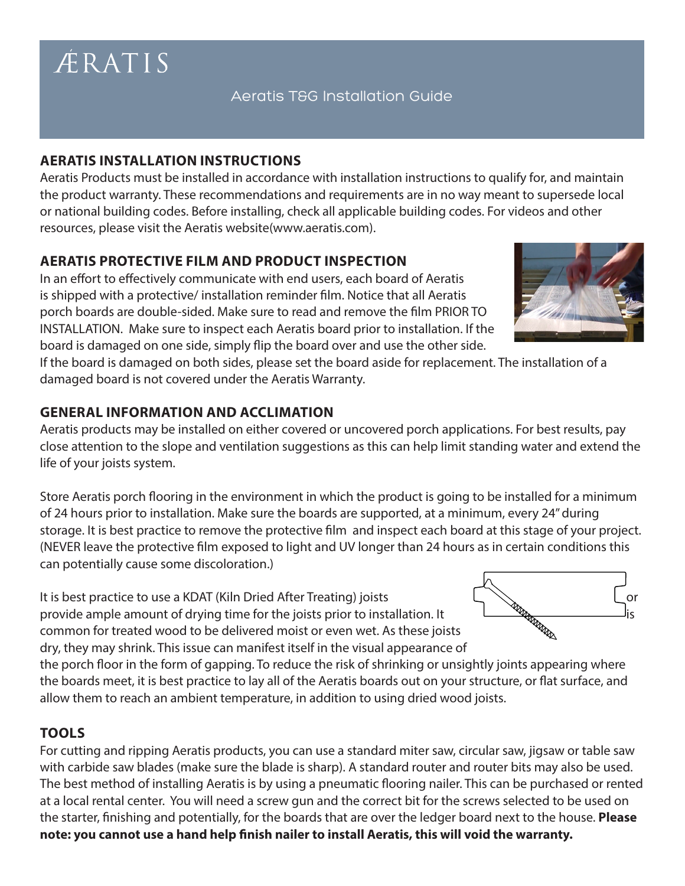# ÆRATIS

Aeratis T&G Installation Guide

## AERATIS INSTALLATION INSTRUCTIONS

Aeratis Products must be installed in accordance with installation instructions to qualify for, and maintain the product warranty. These recommendations and requirements are in no way meant to supersede local or national building codes. Before installing, check all applicable building codes. For videos and other resources, please visit the Aeratis website(www.aeratis.com).

## AERATIS PROTECTIVE FILM AND PRODUCT INSPECTION

In an effort to effectively communicate with end users, each board of Aeratis is shipped with a protective/ installation reminder film. Notice that all Aeratis porch boards are double-sided. Make sure to read and remove the film PRIOR TO INSTALLATION. Make sure to inspect each Aeratis board prior to installation. If the board is damaged on one side, simply flip the board over and use the other side. If the board is damaged on both sides, please set the board aside for replacement. The installation of a damaged board is not covered under the Aeratis Warranty.

## GENERAL INFORMATION AND ACCLIMATION

Aeratis products may be installed on either covered or uncovered porch applications. For best results, pay close attention to the slope and ventilation suggestions as this can help limit standing water and extend the life of your joists system.

Store Aeratis porch flooring in the environment in which the product is going to be installed for a minimum of 24 hours prior to installation. Make sure the boards are supported, at a minimum, every 24" during storage. It is best practice to remove the protective film and inspect each board at this stage of your project. (NEVER leave the protective film exposed to light and UV longer than 24 hours as in certain conditions this can potentially cause some discoloration.)

It is best practice to use a KDAT (Kiln Dried After Treating) joists or provide ample amount of drying time for the joists prior to installation. It is common for treated wood to be delivered moist or even wet. As these joists dry, they may shrink. This issue can manifest itself in the visual appearance of the porch floor in the form of gapping. To reduce the risk of shrinking or unsightly joints appearing where the boards meet, it is best practice to lay all of the Aeratis boards out on your structure, or flat surface, and allow them to reach an ambient temperature, in addition to using dried wood joists.

## TOOLS

For cutting and ripping Aeratis products, you can use a standard miter saw, circular saw, jigsaw or table saw with carbide saw blades (make sure the blade is sharp). A standard router and router bits may also be used. The best method of installing Aeratis is by using a pneumatic flooring nailer. This can be purchased or rented at a local rental center. You will need a screw gun and the correct bit for the screws selected to be used on the starter, finishing and potentially, for the boards that are over the ledger board next to the house. **Please note: you cannot use a hand help finish nailer to install Aeratis, this will void the warranty.**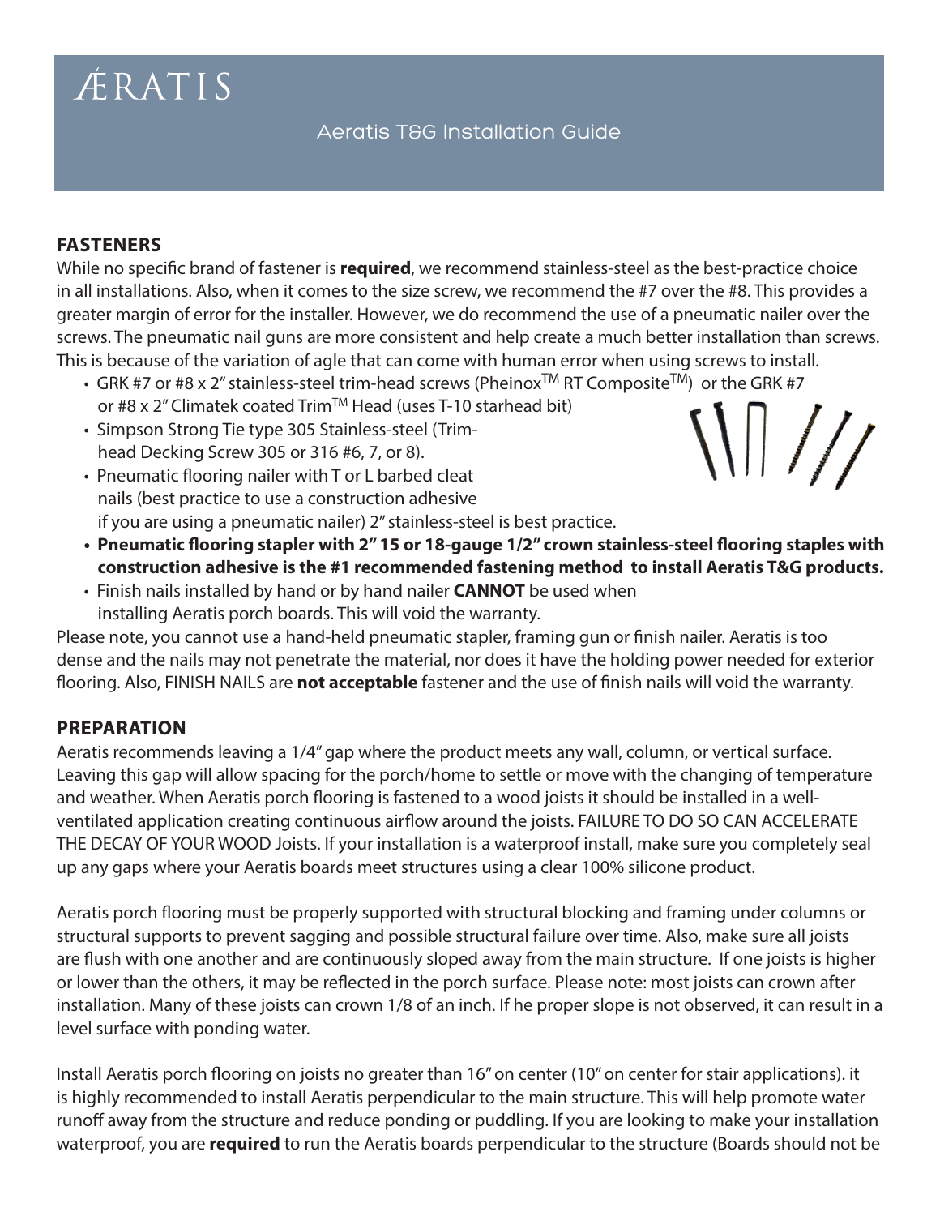ÆRATIS

Aeratis T&G Installation Guide

## FASTENERS

While no specific brand of fastener is **required**, we recommend stainless-steel as the best-practice choice in all installations. Also, when it comes to the size screw, we recommend the #7 over the #8. This provides a greater margin of error for the installer. However, we do recommend the use of a pneumatic nailer over the screws. The pneumatic nail guns are more consistent and help create a much better installation than screws. This is because of the variation of agle that can come with human error when using screws to install.

- GRK #7 or #8 x 2" stainless-steel trim-head screws (Pheinox™ RT Composite™) or the GRK #7 or #8 x 2" Climatek coated Trim™ Head (uses T-10 starhead bit)
- Simpson Strong Tie type 305 Stainless-steel (Trim-head Decking Screw 305 or 316 #6, 7, or 8).
- Pneumatic flooring nailer with T or L barbed cleat nails (best practice to use a construction adhesive if you are using a pneumatic nailer) 2" stainless-steel is best practice.
- **Pneumatic flooring stapler with 2" 15 or 18-gauge 1/2" crown stainless-steel flooring staples with construction adhesive is the #1 recommended fastening method to install Aeratis T&G products.**
- Finish nails installed by hand or by hand nailer **CANNOT** be used when installing Aeratis porch boards. This will void the warranty.

Please note, you cannot use a hand-held pneumatic stapler, framing gun or finish nailer. Aeratis is too dense and the nails may not penetrate the material, nor does it have the holding power needed for exterior flooring. Also, FINISH NAILS are **not acceptable** fastener and the use of finish nails will void the warranty.

## PREPARATION

Aeratis recommends leaving a 1/4" gap where the product meets any wall, column, or vertical surface. Leaving this gap will allow spacing for the porch/home to settle or move with the changing of temperature and weather. When Aeratis porch flooring is fastened to a wood joists it should be installed in a well-ventilated application creating continuous airflow around the joists. FAILURE TO DO SO CAN ACCELERATE THE DECAY OF YOUR WOOD Joists. If your installation is a waterproof install, make sure you completely seal up any gaps where your Aeratis boards meet structures using a clear 100% silicone product.

Aeratis porch flooring must be properly supported with structural blocking and framing under columns or structural supports to prevent sagging and possible structural failure over time. Also, make sure all joists are flush with one another and are continuously sloped away from the main structure. If one joists is higher or lower than the others, it may be reflected in the porch surface. Please note: most joists can crown after installation. Many of these joists can crown 1/8 of an inch. If he proper slope is not observed, it can result in a level surface with ponding water.

Install Aeratis porch flooring on joists no greater than 16" on center (10" on center for stair applications). it is highly recommended to install Aeratis perpendicular to the main structure. This will help promote water runoff away from the structure and reduce ponding or puddling. If you are looking to make your installation waterproof, you are **required** to run the Aeratis boards perpendicular to the structure (Boards should not be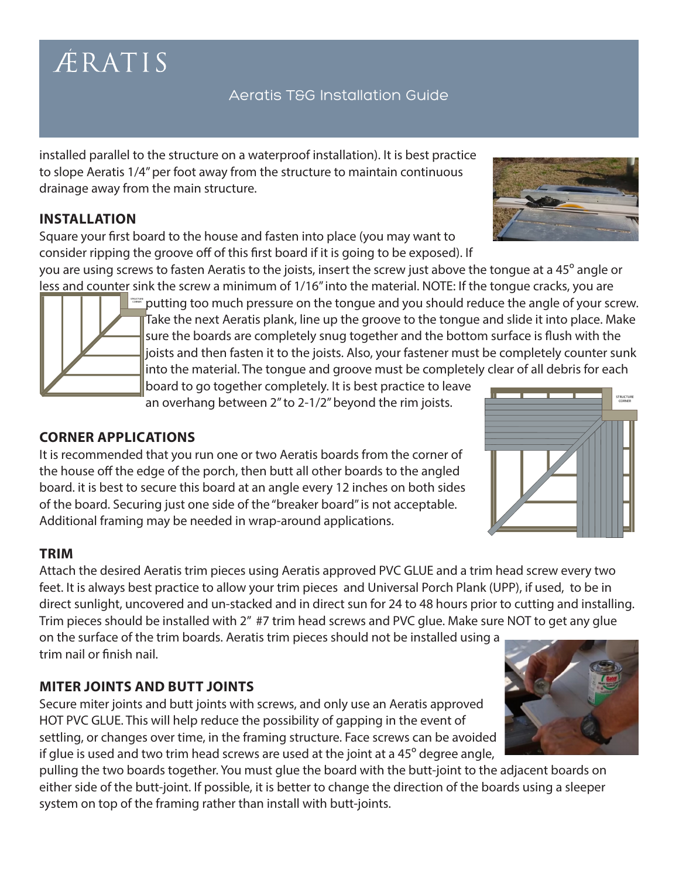installed parallel to the structure on a waterproof installation). It is best practice to slope Aeratis 1/4" per foot away from the structure to maintain continuous drainage away from the main structure.

## INSTALLATION

Square your first board to the house and fasten into place (you may want to consider ripping the groove off of this first board if it is going to be exposed). If you are using screws to fasten Aeratis to the joists, insert the screw just above the tongue at a 45° angle or less and counter sink the screw a minimum of 1/16" into the material. NOTE: If the tongue cracks, you are putting too much pressure on the tongue and you should reduce the angle of your screw. Take the next Aeratis plank, line up the groove to the tongue and slide it into place. Make sure the boards are completely snug together and the bottom surface is flush with the joists and then fasten it to the joists. Also, your fastener must be completely counter sunk into the material. The tongue and groove must be completely clear of all debris for each board to go together completely. It is best practice to leave an overhang between 2" to 2-1/2" beyond the rim joists.

## CORNER APPLICATIONS

It is recommended that you run one or two Aeratis boards from the corner of the house off the edge of the porch, then butt all other boards to the angled board. it is best to secure this board at an angle every 12 inches on both sides of the board. Securing just one side of the "breaker board" is not acceptable. Additional framing may be needed in wrap-around applications.

## TRIM

Attach the desired Aeratis trim pieces using Aeratis approved PVC GLUE and a trim head screw every two feet. It is always best practice to allow your trim pieces and Universal Porch Plank (UPP), if used, to be in direct sunlight, uncovered and un-stacked and in direct sun for 24 to 48 hours prior to cutting and installing. Trim pieces should be installed with 2" #7 trim head screws and PVC glue. Make sure NOT to get any glue on the surface of the trim boards. Aeratis trim pieces should not be installed using a trim nail or finish nail.

## MITER JOINTS AND BUTT JOINTS

Secure miter joints and butt joints with screws, and only use an Aeratis approved HOT PVC GLUE. This will help reduce the possibility of gapping in the event of settling, or changes over time, in the framing structure. Face screws can be avoided if glue is used and two trim head screws are used at the joint at a 45° degree angle, pulling the two boards together. You must glue the board with the butt-joint to the adjacent boards on either side of the butt-joint. If possible, it is better to change the direction of the boards using a sleeper system on top of the framing rather than install with butt-joints.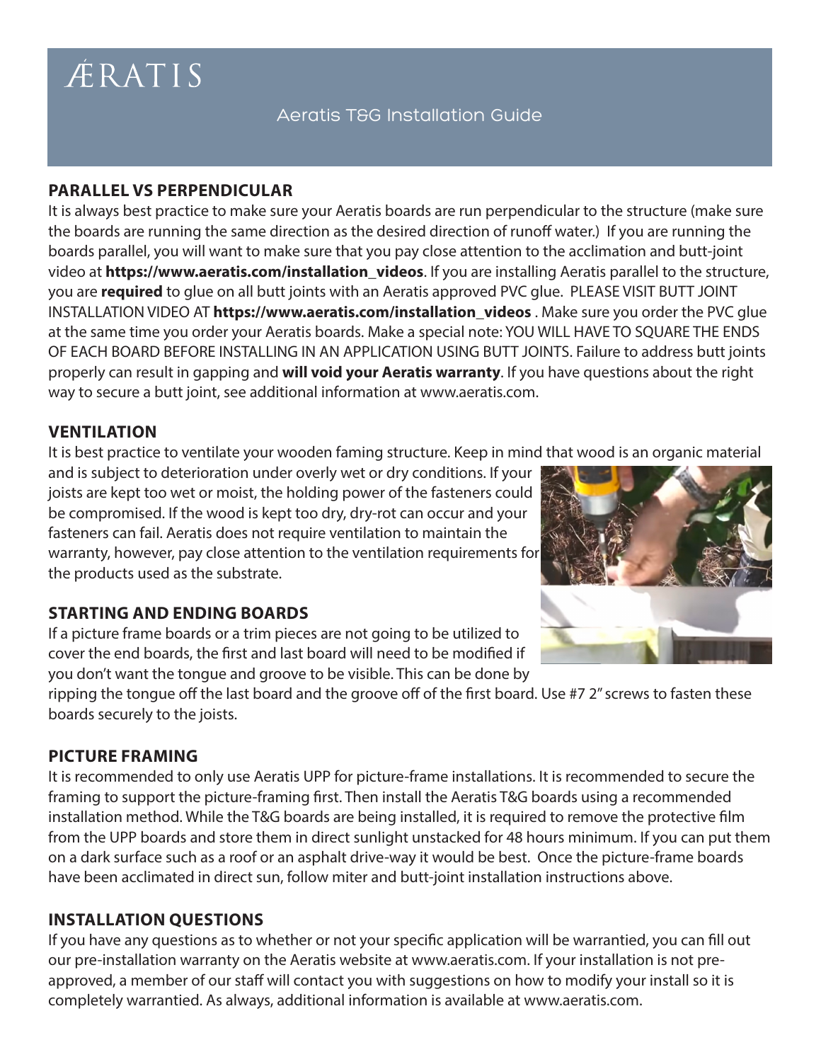ÆRATIS

Aeratis T&G Installation Guide

## PARALLEL VS PERPENDICULAR

It is always best practice to make sure your Aeratis boards are run perpendicular to the structure (make sure the boards are running the same direction as the desired direction of runoff water.) If you are running the boards parallel, you will want to make sure that you pay close attention to the acclimation and butt-joint video at **https://www.aeratis.com/installation_videos**. If you are installing Aeratis parallel to the structure, you are **required** to glue on all butt joints with an Aeratis approved PVC glue. PLEASE VISIT BUTT JOINT INSTALLATION VIDEO AT **https://www.aeratis.com/installation_videos** . Make sure you order the PVC glue at the same time you order your Aeratis boards. Make a special note: YOU WILL HAVE TO SQUARE THE ENDS OF EACH BOARD BEFORE INSTALLING IN AN APPLICATION USING BUTT JOINTS. Failure to address butt joints properly can result in gapping and **will void your Aeratis warranty**. If you have questions about the right way to secure a butt joint, see additional information at www.aeratis.com.

## VENTILATION

It is best practice to ventilate your wooden faming structure. Keep in mind that wood is an organic material and is subject to deterioration under overly wet or dry conditions. If your joists are kept too wet or moist, the holding power of the fasteners could be compromised. If the wood is kept too dry, dry-rot can occur and your fasteners can fail. Aeratis does not require ventilation to maintain the warranty, however, pay close attention to the ventilation requirements for the products used as the substrate.

## STARTING AND ENDING BOARDS

If a picture frame boards or a trim pieces are not going to be utilized to cover the end boards, the first and last board will need to be modified if you don't want the tongue and groove to be visible. This can be done by ripping the tongue off the last board and the groove off of the first board. Use #7 2" screws to fasten these boards securely to the joists.

## PICTURE FRAMING

It is recommended to only use Aeratis UPP for picture-frame installations. It is recommended to secure the framing to support the picture-framing first. Then install the Aeratis T&G boards using a recommended installation method. While the T&G boards are being installed, it is required to remove the protective film from the UPP boards and store them in direct sunlight unstacked for 48 hours minimum. If you can put them on a dark surface such as a roof or an asphalt drive-way it would be best. Once the picture-frame boards have been acclimated in direct sun, follow miter and butt-joint installation instructions above.

## INSTALLATION QUESTIONS

If you have any questions as to whether or not your specific application will be warrantied, you can fill out our pre-installation warranty on the Aeratis website at www.aeratis.com. If your installation is not pre-approved, a member of our staff will contact you with suggestions on how to modify your install so it is completely warrantied. As always, additional information is available at www.aeratis.com.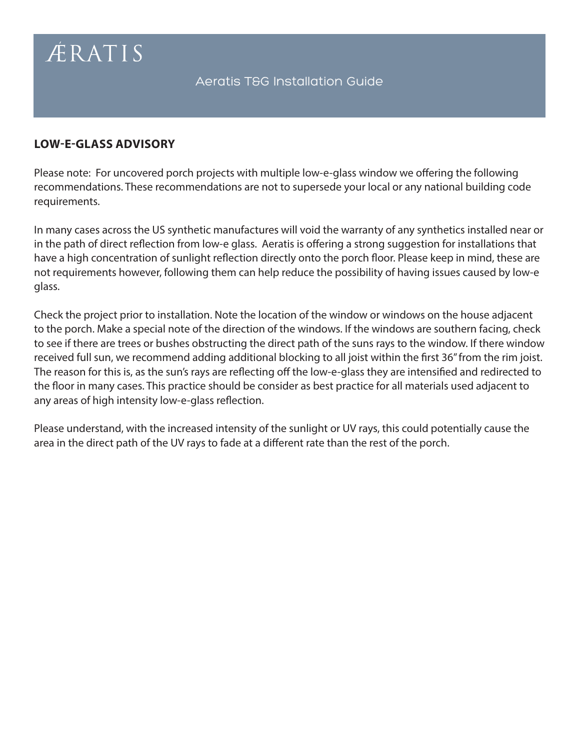## LOW-E-GLASS ADVISORY

Please note: For uncovered porch projects with multiple low-e-glass window we offering the following recommendations. These recommendations are not to supersede your local or any national building code requirements.

In many cases across the US synthetic manufactures will void the warranty of any synthetics installed near or in the path of direct reflection from low-e glass. Aeratis is offering a strong suggestion for installations that have a high concentration of sunlight reflection directly onto the porch floor. Please keep in mind, these are not requirements however, following them can help reduce the possibility of having issues caused by low-e glass.

Check the project prior to installation. Note the location of the window or windows on the house adjacent to the porch. Make a special note of the direction of the windows. If the windows are southern facing, check to see if there are trees or bushes obstructing the direct path of the suns rays to the window. If there window received full sun, we recommend adding additional blocking to all joist within the first 36" from the rim joist. The reason for this is, as the sun's rays are reflecting off the low-e-glass they are intensified and redirected to the floor in many cases. This practice should be consider as best practice for all materials used adjacent to any areas of high intensity low-e-glass reflection.

Please understand, with the increased intensity of the sunlight or UV rays, this could potentially cause the area in the direct path of the UV rays to fade at a different rate than the rest of the porch.